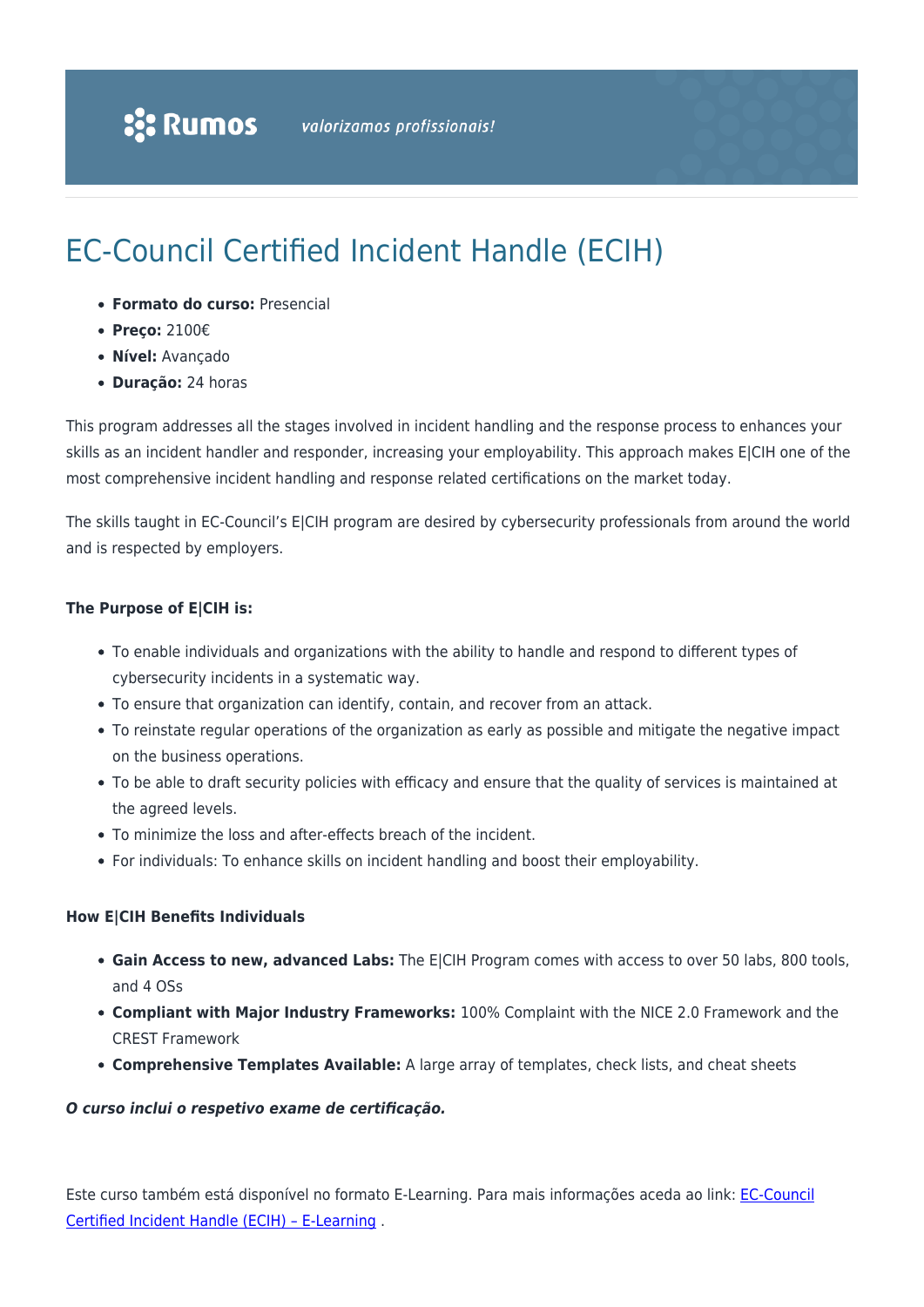# EC-Council Certified Incident Handle (ECIH)

- **Formato do curso:** Presencial
- **Preço:** 2100€
- **Nível:** Avançado
- **Duração:** 24 horas

This program addresses all the stages involved in incident handling and the response process to enhances your skills as an incident handler and responder, increasing your employability. This approach makes E|CIH one of the most comprehensive incident handling and response related certifications on the market today.

The skills taught in EC-Council's E|CIH program are desired by cybersecurity professionals from around the world and is respected by employers.

**The Purpose of E|CIH is:**

- To enable individuals and organizations with the ability to handle and respond to different types of cybersecurity incidents in a systematic way.
- To ensure that organization can identify, contain, and recover from an attack.
- To reinstate regular operations of the organization as early as possible and mitigate the negative impact on the business operations.
- To be able to draft security policies with efficacy and ensure that the quality of services is maintained at the agreed levels.
- To minimize the loss and after-effects breach of the incident.
- For individuals: To enhance skills on incident handling and boost their employability.

**How E|CIH Benefits Individuals**

- **Gain Access to new, advanced Labs:** The E|CIH Program comes with access to over 50 labs, 800 tools, and 4 OSs
- **Compliant with Major Industry Frameworks:** 100% Complaint with the NICE 2.0 Framework and the CREST Framework
- **Comprehensive Templates Available:** A large array of templates, check lists, and cheat sheets

***O curso inclui o respetivo exame de certificação.***

Este curso também está disponível no formato E-Learning. Para mais informações aceda ao link: [EC-Council Certified Incident Handle (ECIH) – E-Learning](#) .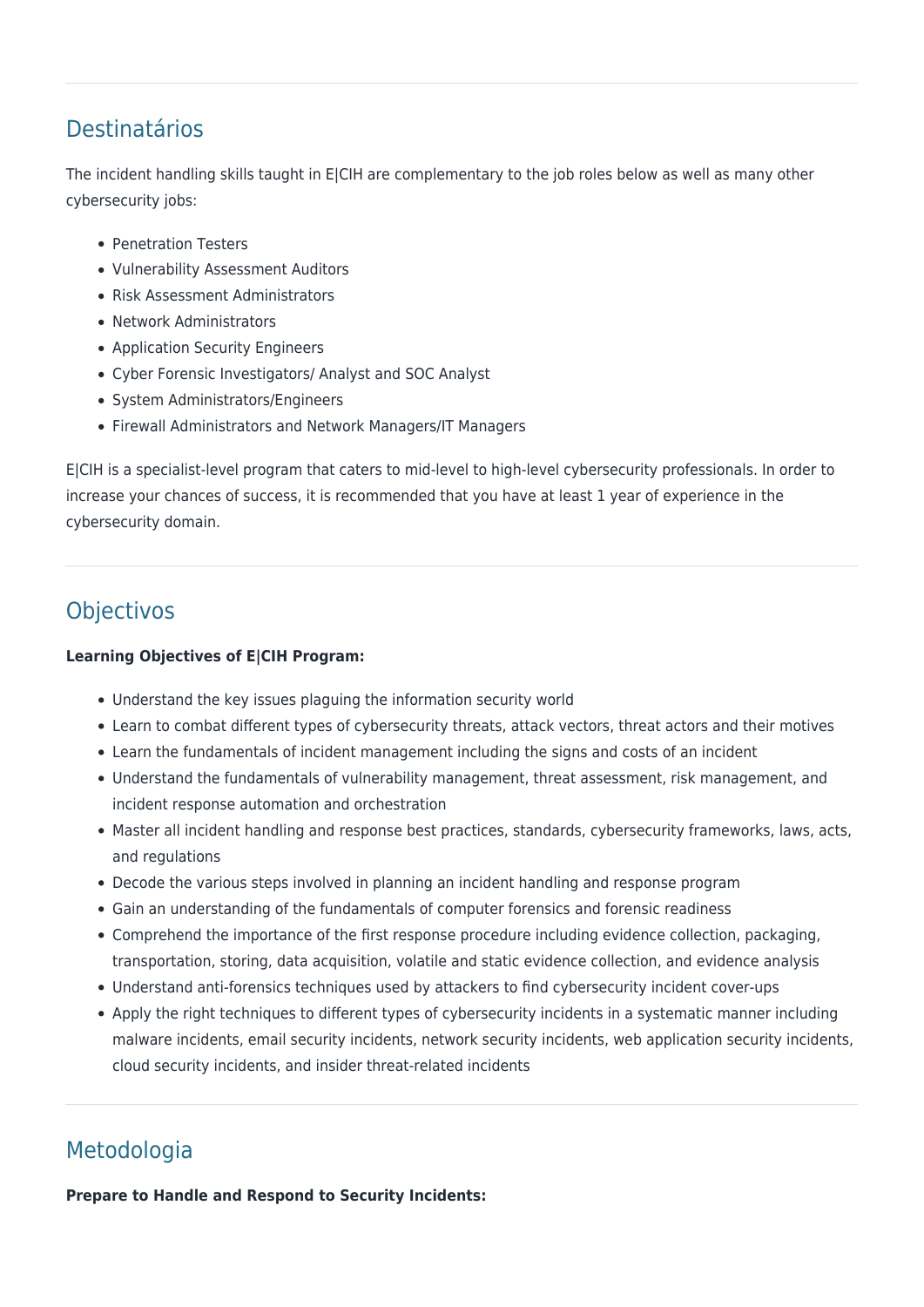## Destinatários

The incident handling skills taught in E|CIH are complementary to the job roles below as well as many other cybersecurity jobs:

- Penetration Testers
- Vulnerability Assessment Auditors
- Risk Assessment Administrators
- Network Administrators
- Application Security Engineers
- Cyber Forensic Investigators/ Analyst and SOC Analyst
- System Administrators/Engineers
- Firewall Administrators and Network Managers/IT Managers

E|CIH is a specialist-level program that caters to mid-level to high-level cybersecurity professionals. In order to increase your chances of success, it is recommended that you have at least 1 year of experience in the cybersecurity domain.

## Objectivos

**Learning Objectives of E|CIH Program:**

- Understand the key issues plaguing the information security world
- Learn to combat different types of cybersecurity threats, attack vectors, threat actors and their motives
- Learn the fundamentals of incident management including the signs and costs of an incident
- Understand the fundamentals of vulnerability management, threat assessment, risk management, and incident response automation and orchestration
- Master all incident handling and response best practices, standards, cybersecurity frameworks, laws, acts, and regulations
- Decode the various steps involved in planning an incident handling and response program
- Gain an understanding of the fundamentals of computer forensics and forensic readiness
- Comprehend the importance of the first response procedure including evidence collection, packaging, transportation, storing, data acquisition, volatile and static evidence collection, and evidence analysis
- Understand anti-forensics techniques used by attackers to find cybersecurity incident cover-ups
- Apply the right techniques to different types of cybersecurity incidents in a systematic manner including malware incidents, email security incidents, network security incidents, web application security incidents, cloud security incidents, and insider threat-related incidents

## Metodologia

**Prepare to Handle and Respond to Security Incidents:**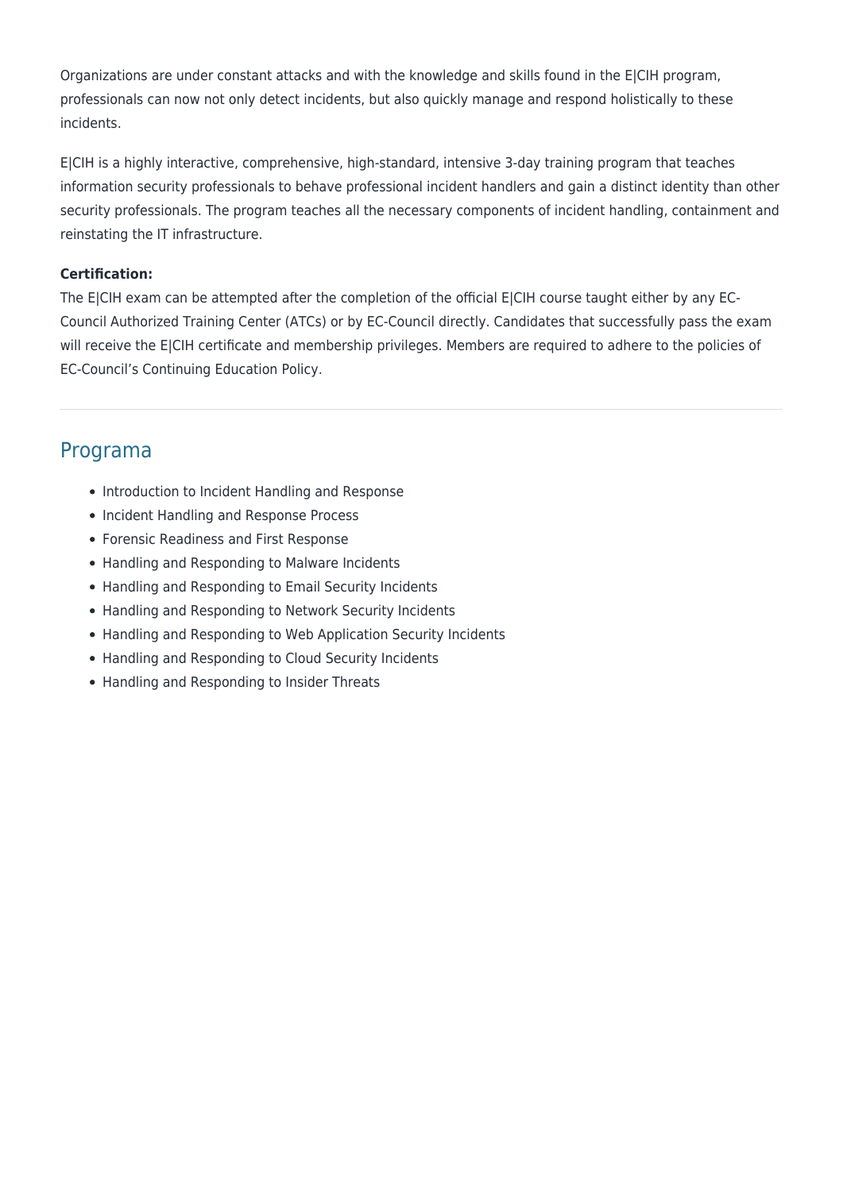Organizations are under constant attacks and with the knowledge and skills found in the E|CIH program, professionals can now not only detect incidents, but also quickly manage and respond holistically to these incidents.

E|CIH is a highly interactive, comprehensive, high-standard, intensive 3-day training program that teaches information security professionals to behave professional incident handlers and gain a distinct identity than other security professionals. The program teaches all the necessary components of incident handling, containment and reinstating the IT infrastructure.

**Certification:**
The E|CIH exam can be attempted after the completion of the official E|CIH course taught either by any EC-Council Authorized Training Center (ATCs) or by EC-Council directly. Candidates that successfully pass the exam will receive the E|CIH certificate and membership privileges. Members are required to adhere to the policies of EC-Council's Continuing Education Policy.

---

## Programa

- Introduction to Incident Handling and Response
- Incident Handling and Response Process
- Forensic Readiness and First Response
- Handling and Responding to Malware Incidents
- Handling and Responding to Email Security Incidents
- Handling and Responding to Network Security Incidents
- Handling and Responding to Web Application Security Incidents
- Handling and Responding to Cloud Security Incidents
- Handling and Responding to Insider Threats